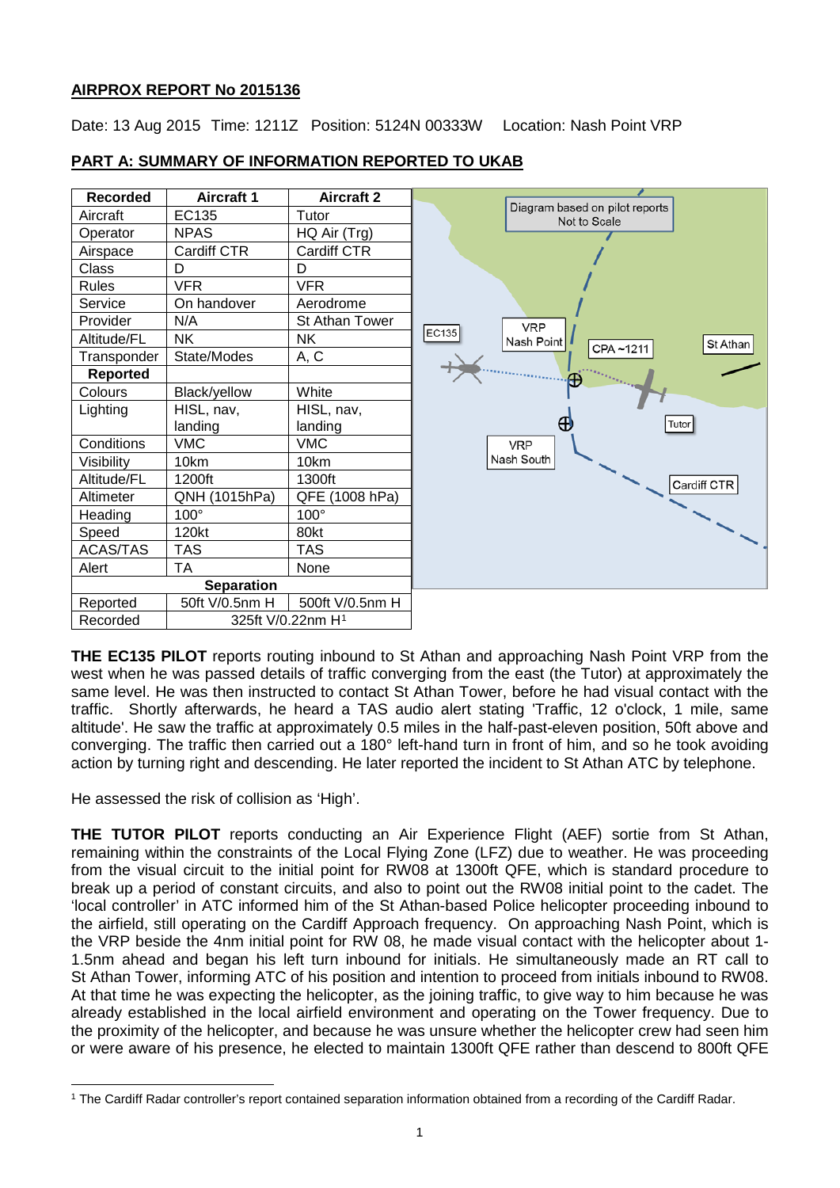**AIRPROX REPORT No 2015136**

Date: 13 Aug 2015 Time: 1211Z Position: 5124N 00333W Location: Nash Point VRP

**PART A: SUMMARY OF INFORMATION REPORTED TO UKAB**

| Recorded | Aircraft 1 | Aircraft 2 |
|---|---|---|
| Aircraft | EC135 | Tutor |
| Operator | NPAS | HQ Air (Trg) |
| Airspace | Cardiff CTR | Cardiff CTR |
| Class | D | D |
| Rules | VFR | VFR |
| Service | On handover | Aerodrome |
| Provider | N/A | St Athan Tower |
| Altitude/FL | NK | NK |
| Transponder | State/Modes | A, C |
| **Reported** | | |
| Colours | Black/yellow | White |
| Lighting | HISL, nav, landing | HISL, nav, landing |
| Conditions | VMC | VMC |
| Visibility | 10km | 10km |
| Altitude/FL | 1200ft | 1300ft |
| Altimeter | QNH (1015hPa) | QFE (1008 hPa) |
| Heading | 100° | 100° |
| Speed | 120kt | 80kt |
| ACAS/TAS | TAS | TAS |
| Alert | TA | None |
| **Separation** | | |
| Reported | 50ft V/0.5nm H | 500ft V/0.5nm H |
| Recorded | 325ft V/0.22nm H[1] | |

Diagram based on pilot reports Not to Scale

EC135 · VRP Nash Point · CPA ~1211 · St Athan · Tutor · VRP Nash South · Cardiff CTR

**THE EC135 PILOT** reports routing inbound to St Athan and approaching Nash Point VRP from the west when he was passed details of traffic converging from the east (the Tutor) at approximately the same level. He was then instructed to contact St Athan Tower, before he had visual contact with the traffic. Shortly afterwards, he heard a TAS audio alert stating 'Traffic, 12 o'clock, 1 mile, same altitude'. He saw the traffic at approximately 0.5 miles in the half-past-eleven position, 50ft above and converging. The traffic then carried out a 180° left-hand turn in front of him, and so he took avoiding action by turning right and descending. He later reported the incident to St Athan ATC by telephone.

He assessed the risk of collision as 'High'.

**THE TUTOR PILOT** reports conducting an Air Experience Flight (AEF) sortie from St Athan, remaining within the constraints of the Local Flying Zone (LFZ) due to weather. He was proceeding from the visual circuit to the initial point for RW08 at 1300ft QFE, which is standard procedure to break up a period of constant circuits, and also to point out the RW08 initial point to the cadet. The 'local controller' in ATC informed him of the St Athan-based Police helicopter proceeding inbound to the airfield, still operating on the Cardiff Approach frequency. On approaching Nash Point, which is the VRP beside the 4nm initial point for RW 08, he made visual contact with the helicopter about 1-1.5nm ahead and began his left turn inbound for initials. He simultaneously made an RT call to St Athan Tower, informing ATC of his position and intention to proceed from initials inbound to RW08. At that time he was expecting the helicopter, as the joining traffic, to give way to him because he was already established in the local airfield environment and operating on the Tower frequency. Due to the proximity of the helicopter, and because he was unsure whether the helicopter crew had seen him or were aware of his presence, he elected to maintain 1300ft QFE rather than descend to 800ft QFE

[1] The Cardiff Radar controller's report contained separation information obtained from a recording of the Cardiff Radar.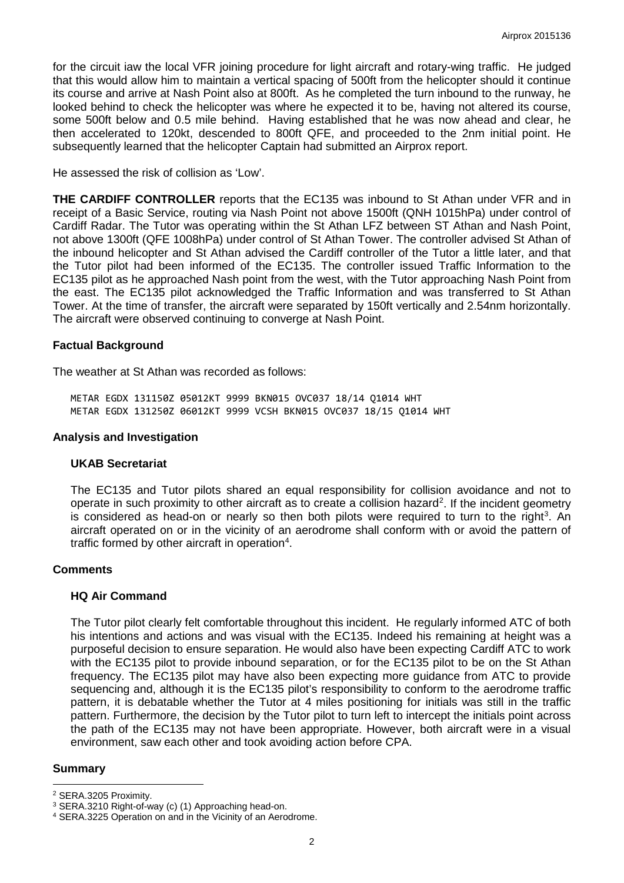for the circuit iaw the local VFR joining procedure for light aircraft and rotary-wing traffic. He judged that this would allow him to maintain a vertical spacing of 500ft from the helicopter should it continue its course and arrive at Nash Point also at 800ft. As he completed the turn inbound to the runway, he looked behind to check the helicopter was where he expected it to be, having not altered its course, some 500ft below and 0.5 mile behind. Having established that he was now ahead and clear, he then accelerated to 120kt, descended to 800ft QFE, and proceeded to the 2nm initial point. He subsequently learned that the helicopter Captain had submitted an Airprox report.

He assessed the risk of collision as 'Low'.

**THE CARDIFF CONTROLLER** reports that the EC135 was inbound to St Athan under VFR and in receipt of a Basic Service, routing via Nash Point not above 1500ft (QNH 1015hPa) under control of Cardiff Radar. The Tutor was operating within the St Athan LFZ between ST Athan and Nash Point, not above 1300ft (QFE 1008hPa) under control of St Athan Tower. The controller advised St Athan of the inbound helicopter and St Athan advised the Cardiff controller of the Tutor a little later, and that the Tutor pilot had been informed of the EC135. The controller issued Traffic Information to the EC135 pilot as he approached Nash point from the west, with the Tutor approaching Nash Point from the east. The EC135 pilot acknowledged the Traffic Information and was transferred to St Athan Tower. At the time of transfer, the aircraft were separated by 150ft vertically and 2.54nm horizontally. The aircraft were observed continuing to converge at Nash Point.

## Factual Background

The weather at St Athan was recorded as follows:

```
METAR EGDX 131150Z 05012KT 9999 BKN015 OVC037 18/14 Q1014 WHT
METAR EGDX 131250Z 06012KT 9999 VCSH BKN015 OVC037 18/15 Q1014 WHT
```

## Analysis and Investigation

### UKAB Secretariat

The EC135 and Tutor pilots shared an equal responsibility for collision avoidance and not to operate in such proximity to other aircraft as to create a collision hazard[2]. If the incident geometry is considered as head-on or nearly so then both pilots were required to turn to the right[3]. An aircraft operated on or in the vicinity of an aerodrome shall conform with or avoid the pattern of traffic formed by other aircraft in operation[4].

## Comments

### HQ Air Command

The Tutor pilot clearly felt comfortable throughout this incident. He regularly informed ATC of both his intentions and actions and was visual with the EC135. Indeed his remaining at height was a purposeful decision to ensure separation. He would also have been expecting Cardiff ATC to work with the EC135 pilot to provide inbound separation, or for the EC135 pilot to be on the St Athan frequency. The EC135 pilot may have also been expecting more guidance from ATC to provide sequencing and, although it is the EC135 pilot's responsibility to conform to the aerodrome traffic pattern, it is debatable whether the Tutor at 4 miles positioning for initials was still in the traffic pattern. Furthermore, the decision by the Tutor pilot to turn left to intercept the initials point across the path of the EC135 may not have been appropriate. However, both aircraft were in a visual environment, saw each other and took avoiding action before CPA.

## Summary

---

[2] SERA.3205 Proximity.
[3] SERA.3210 Right-of-way (c) (1) Approaching head-on.
[4] SERA.3225 Operation on and in the Vicinity of an Aerodrome.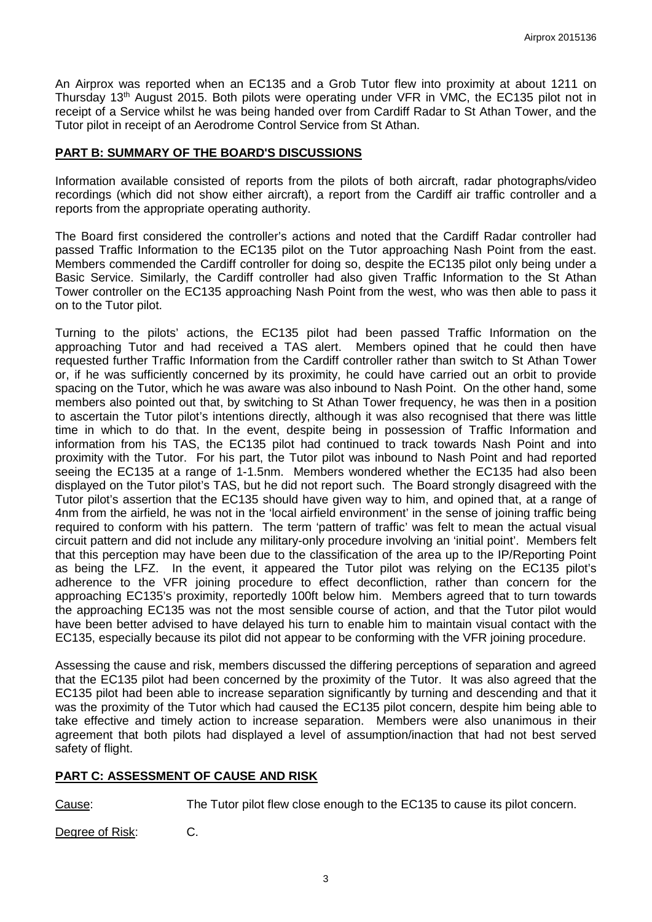An Airprox was reported when an EC135 and a Grob Tutor flew into proximity at about 1211 on Thursday 13th August 2015. Both pilots were operating under VFR in VMC, the EC135 pilot not in receipt of a Service whilst he was being handed over from Cardiff Radar to St Athan Tower, and the Tutor pilot in receipt of an Aerodrome Control Service from St Athan.

## PART B: SUMMARY OF THE BOARD'S DISCUSSIONS

Information available consisted of reports from the pilots of both aircraft, radar photographs/video recordings (which did not show either aircraft), a report from the Cardiff air traffic controller and a reports from the appropriate operating authority.

The Board first considered the controller's actions and noted that the Cardiff Radar controller had passed Traffic Information to the EC135 pilot on the Tutor approaching Nash Point from the east. Members commended the Cardiff controller for doing so, despite the EC135 pilot only being under a Basic Service. Similarly, the Cardiff controller had also given Traffic Information to the St Athan Tower controller on the EC135 approaching Nash Point from the west, who was then able to pass it on to the Tutor pilot.

Turning to the pilots' actions, the EC135 pilot had been passed Traffic Information on the approaching Tutor and had received a TAS alert. Members opined that he could then have requested further Traffic Information from the Cardiff controller rather than switch to St Athan Tower or, if he was sufficiently concerned by its proximity, he could have carried out an orbit to provide spacing on the Tutor, which he was aware was also inbound to Nash Point. On the other hand, some members also pointed out that, by switching to St Athan Tower frequency, he was then in a position to ascertain the Tutor pilot's intentions directly, although it was also recognised that there was little time in which to do that. In the event, despite being in possession of Traffic Information and information from his TAS, the EC135 pilot had continued to track towards Nash Point and into proximity with the Tutor. For his part, the Tutor pilot was inbound to Nash Point and had reported seeing the EC135 at a range of 1-1.5nm. Members wondered whether the EC135 had also been displayed on the Tutor pilot's TAS, but he did not report such. The Board strongly disagreed with the Tutor pilot's assertion that the EC135 should have given way to him, and opined that, at a range of 4nm from the airfield, he was not in the 'local airfield environment' in the sense of joining traffic being required to conform with his pattern. The term 'pattern of traffic' was felt to mean the actual visual circuit pattern and did not include any military-only procedure involving an 'initial point'. Members felt that this perception may have been due to the classification of the area up to the IP/Reporting Point as being the LFZ. In the event, it appeared the Tutor pilot was relying on the EC135 pilot's adherence to the VFR joining procedure to effect deconfliction, rather than concern for the approaching EC135's proximity, reportedly 100ft below him. Members agreed that to turn towards the approaching EC135 was not the most sensible course of action, and that the Tutor pilot would have been better advised to have delayed his turn to enable him to maintain visual contact with the EC135, especially because its pilot did not appear to be conforming with the VFR joining procedure.

Assessing the cause and risk, members discussed the differing perceptions of separation and agreed that the EC135 pilot had been concerned by the proximity of the Tutor. It was also agreed that the EC135 pilot had been able to increase separation significantly by turning and descending and that it was the proximity of the Tutor which had caused the EC135 pilot concern, despite him being able to take effective and timely action to increase separation. Members were also unanimous in their agreement that both pilots had displayed a level of assumption/inaction that had not best served safety of flight.

## PART C: ASSESSMENT OF CAUSE AND RISK

Cause: The Tutor pilot flew close enough to the EC135 to cause its pilot concern.

Degree of Risk: C.